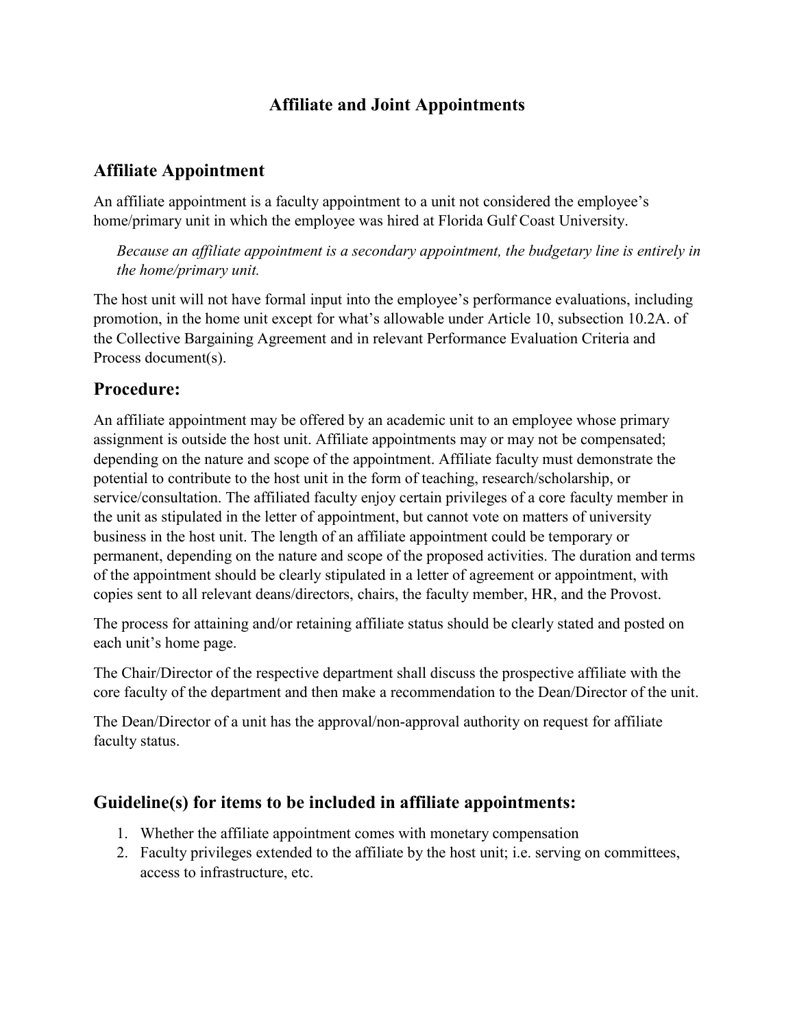# Affiliate and Joint Appointments

## Affiliate Appointment

An affiliate appointment is a faculty appointment to a unit not considered the employee's home/primary unit in which the employee was hired at Florida Gulf Coast University.

> *Because an affiliate appointment is a secondary appointment, the budgetary line is entirely in the home/primary unit.*

The host unit will not have formal input into the employee's performance evaluations, including promotion, in the home unit except for what's allowable under Article 10, subsection 10.2A. of the Collective Bargaining Agreement and in relevant Performance Evaluation Criteria and Process document(s).

## Procedure:

An affiliate appointment may be offered by an academic unit to an employee whose primary assignment is outside the host unit. Affiliate appointments may or may not be compensated; depending on the nature and scope of the appointment. Affiliate faculty must demonstrate the potential to contribute to the host unit in the form of teaching, research/scholarship, or service/consultation. The affiliated faculty enjoy certain privileges of a core faculty member in the unit as stipulated in the letter of appointment, but cannot vote on matters of university business in the host unit. The length of an affiliate appointment could be temporary or permanent, depending on the nature and scope of the proposed activities. The duration and terms of the appointment should be clearly stipulated in a letter of agreement or appointment, with copies sent to all relevant deans/directors, chairs, the faculty member, HR, and the Provost.

The process for attaining and/or retaining affiliate status should be clearly stated and posted on each unit's home page.

The Chair/Director of the respective department shall discuss the prospective affiliate with the core faculty of the department and then make a recommendation to the Dean/Director of the unit.

The Dean/Director of a unit has the approval/non-approval authority on request for affiliate faculty status.

## Guideline(s) for items to be included in affiliate appointments:

1. Whether the affiliate appointment comes with monetary compensation
2. Faculty privileges extended to the affiliate by the host unit; i.e. serving on committees, access to infrastructure, etc.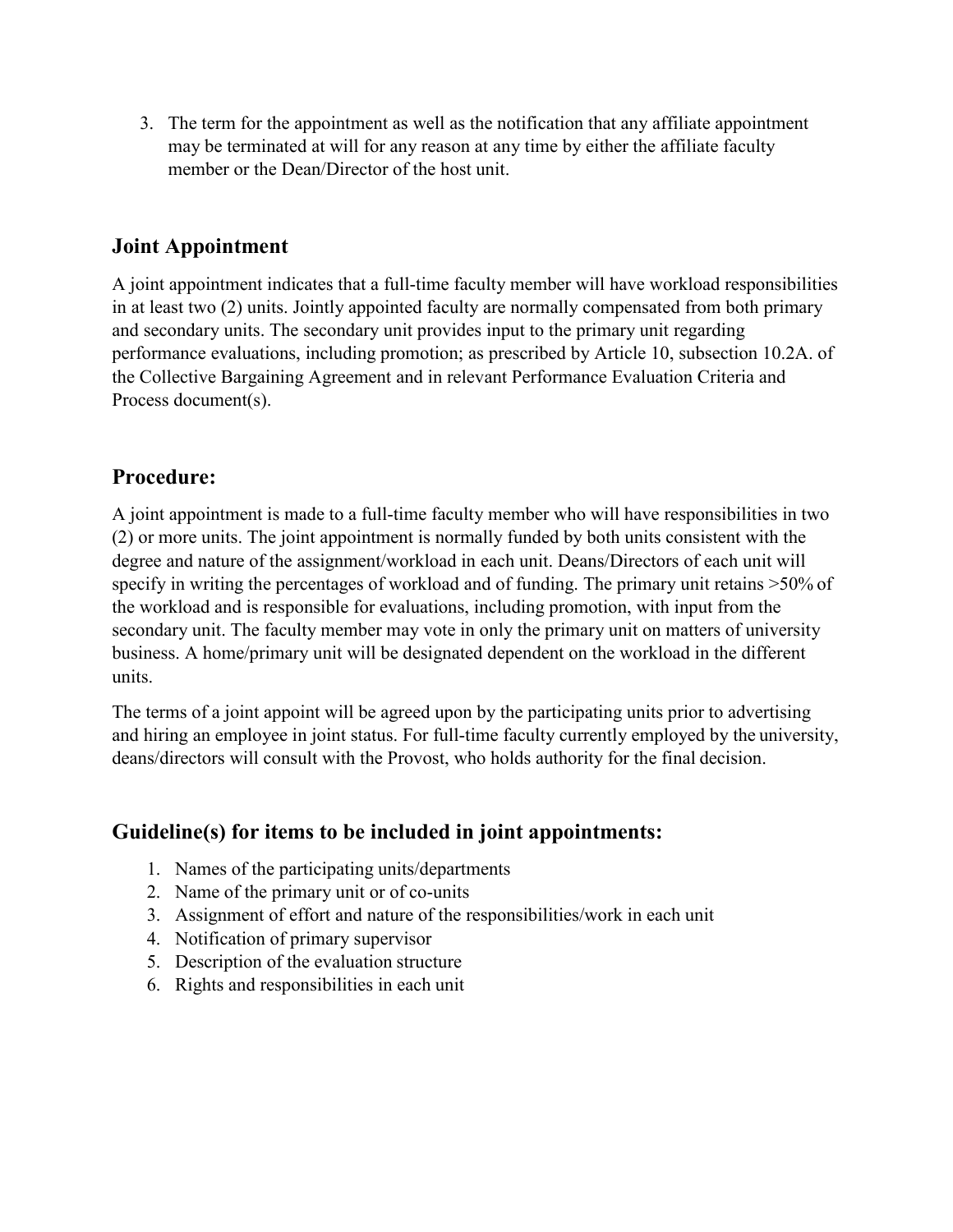3. The term for the appointment as well as the notification that any affiliate appointment may be terminated at will for any reason at any time by either the affiliate faculty member or the Dean/Director of the host unit.

## Joint Appointment

A joint appointment indicates that a full-time faculty member will have workload responsibilities in at least two (2) units. Jointly appointed faculty are normally compensated from both primary and secondary units. The secondary unit provides input to the primary unit regarding performance evaluations, including promotion; as prescribed by Article 10, subsection 10.2A. of the Collective Bargaining Agreement and in relevant Performance Evaluation Criteria and Process document(s).

## Procedure:

A joint appointment is made to a full-time faculty member who will have responsibilities in two (2) or more units. The joint appointment is normally funded by both units consistent with the degree and nature of the assignment/workload in each unit. Deans/Directors of each unit will specify in writing the percentages of workload and of funding. The primary unit retains >50% of the workload and is responsible for evaluations, including promotion, with input from the secondary unit. The faculty member may vote in only the primary unit on matters of university business. A home/primary unit will be designated dependent on the workload in the different units.

The terms of a joint appoint will be agreed upon by the participating units prior to advertising and hiring an employee in joint status. For full-time faculty currently employed by the university, deans/directors will consult with the Provost, who holds authority for the final decision.

## Guideline(s) for items to be included in joint appointments:

1. Names of the participating units/departments
2. Name of the primary unit or of co-units
3. Assignment of effort and nature of the responsibilities/work in each unit
4. Notification of primary supervisor
5. Description of the evaluation structure
6. Rights and responsibilities in each unit